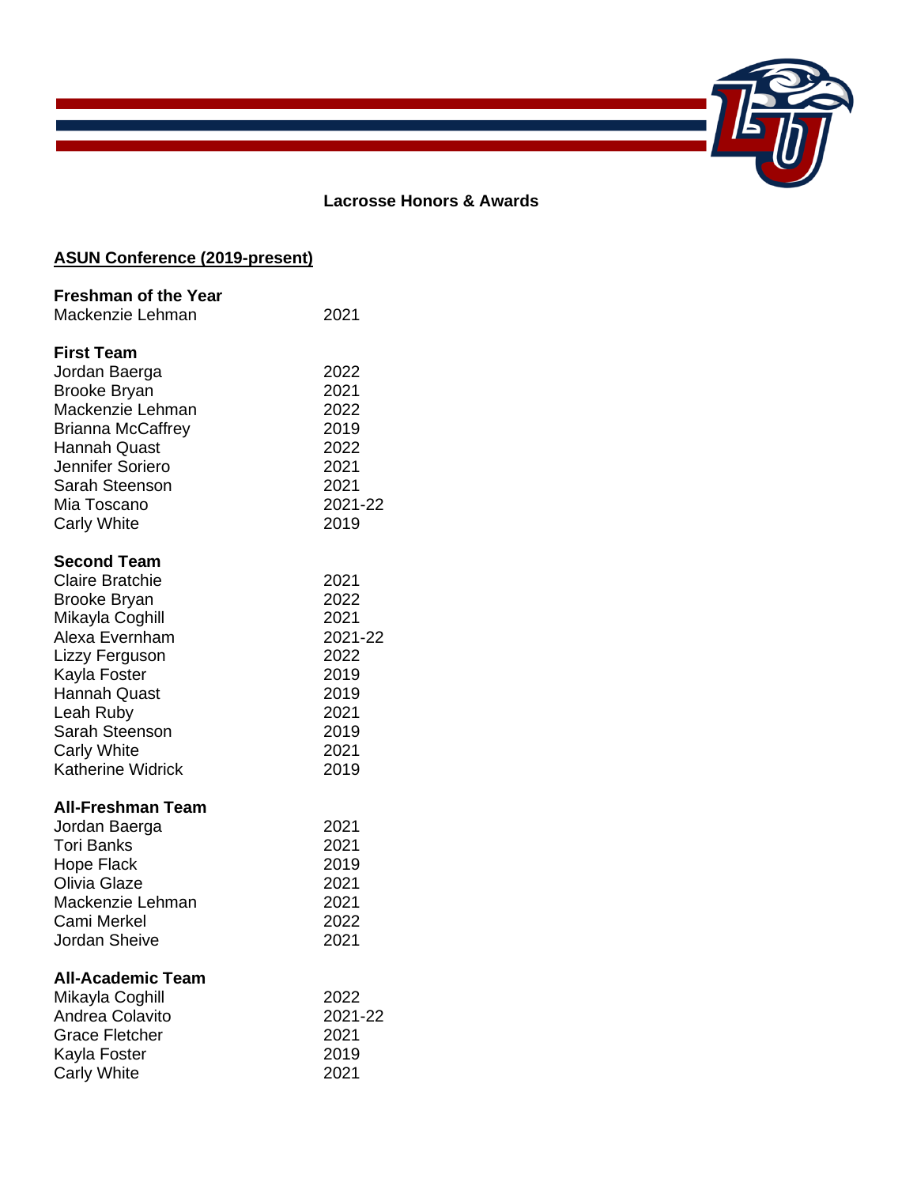# Lacrosse Honors & Awards

## ASUN Conference (2019-present)

### Freshman of the Year

| | |
|---|---|
| Mackenzie Lehman | 2021 |

### First Team

| | |
|---|---|
| Jordan Baerga | 2022 |
| Brooke Bryan | 2021 |
| Mackenzie Lehman | 2022 |
| Brianna McCaffrey | 2019 |
| Hannah Quast | 2022 |
| Jennifer Soriero | 2021 |
| Sarah Steenson | 2021 |
| Mia Toscano | 2021-22 |
| Carly White | 2019 |

### Second Team

| | |
|---|---|
| Claire Bratchie | 2021 |
| Brooke Bryan | 2022 |
| Mikayla Coghill | 2021 |
| Alexa Evernham | 2021-22 |
| Lizzy Ferguson | 2022 |
| Kayla Foster | 2019 |
| Hannah Quast | 2019 |
| Leah Ruby | 2021 |
| Sarah Steenson | 2019 |
| Carly White | 2021 |
| Katherine Widrick | 2019 |

### All-Freshman Team

| | |
|---|---|
| Jordan Baerga | 2021 |
| Tori Banks | 2021 |
| Hope Flack | 2019 |
| Olivia Glaze | 2021 |
| Mackenzie Lehman | 2021 |
| Cami Merkel | 2022 |
| Jordan Sheive | 2021 |

### All-Academic Team

| | |
|---|---|
| Mikayla Coghill | 2022 |
| Andrea Colavito | 2021-22 |
| Grace Fletcher | 2021 |
| Kayla Foster | 2019 |
| Carly White | 2021 |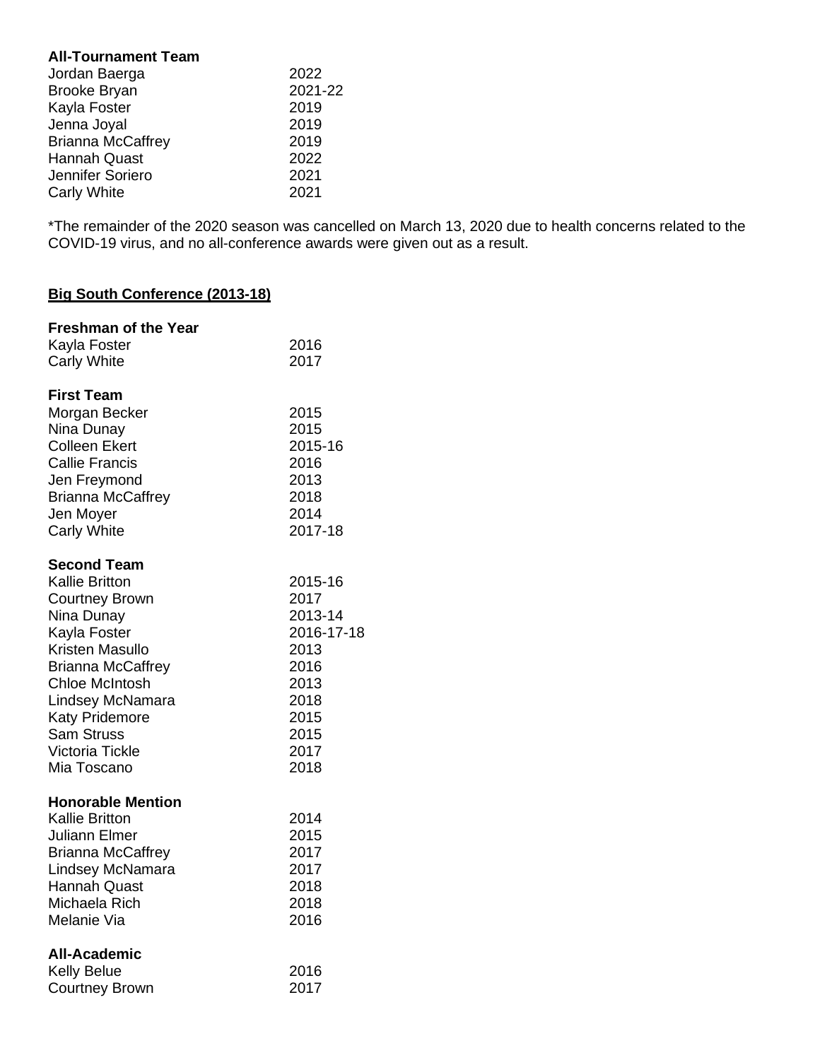**All-Tournament Team**

| | |
|---|---|
| Jordan Baerga | 2022 |
| Brooke Bryan | 2021-22 |
| Kayla Foster | 2019 |
| Jenna Joyal | 2019 |
| Brianna McCaffrey | 2019 |
| Hannah Quast | 2022 |
| Jennifer Soriero | 2021 |
| Carly White | 2021 |

*The remainder of the 2020 season was cancelled on March 13, 2020 due to health concerns related to the COVID-19 virus, and no all-conference awards were given out as a result.

## Big South Conference (2013-18)

**Freshman of the Year**

| | |
|---|---|
| Kayla Foster | 2016 |
| Carly White | 2017 |

**First Team**

| | |
|---|---|
| Morgan Becker | 2015 |
| Nina Dunay | 2015 |
| Colleen Ekert | 2015-16 |
| Callie Francis | 2016 |
| Jen Freymond | 2013 |
| Brianna McCaffrey | 2018 |
| Jen Moyer | 2014 |
| Carly White | 2017-18 |

**Second Team**

| | |
|---|---|
| Kallie Britton | 2015-16 |
| Courtney Brown | 2017 |
| Nina Dunay | 2013-14 |
| Kayla Foster | 2016-17-18 |
| Kristen Masullo | 2013 |
| Brianna McCaffrey | 2016 |
| Chloe McIntosh | 2013 |
| Lindsey McNamara | 2018 |
| Katy Pridemore | 2015 |
| Sam Struss | 2015 |
| Victoria Tickle | 2017 |
| Mia Toscano | 2018 |

**Honorable Mention**

| | |
|---|---|
| Kallie Britton | 2014 |
| Juliann Elmer | 2015 |
| Brianna McCaffrey | 2017 |
| Lindsey McNamara | 2017 |
| Hannah Quast | 2018 |
| Michaela Rich | 2018 |
| Melanie Via | 2016 |

**All-Academic**

| | |
|---|---|
| Kelly Belue | 2016 |
| Courtney Brown | 2017 |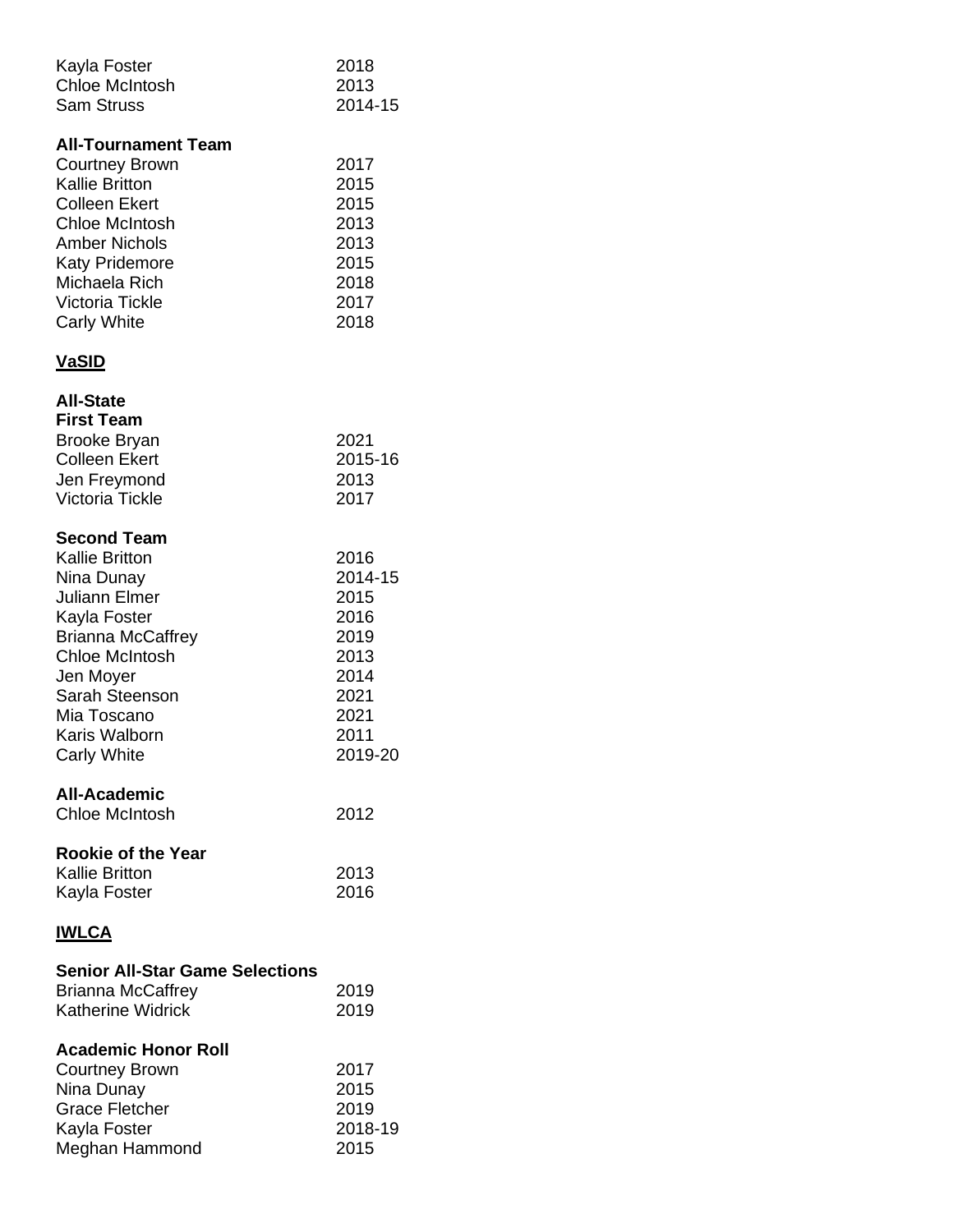| | |
|---|---|
| Kayla Foster | 2018 |
| Chloe McIntosh | 2013 |
| Sam Struss | 2014-15 |

**All-Tournament Team**

| | |
|---|---|
| Courtney Brown | 2017 |
| Kallie Britton | 2015 |
| Colleen Ekert | 2015 |
| Chloe McIntosh | 2013 |
| Amber Nichols | 2013 |
| Katy Pridemore | 2015 |
| Michaela Rich | 2018 |
| Victoria Tickle | 2017 |
| Carly White | 2018 |

## VaSID

**All-State**

**First Team**

| | |
|---|---|
| Brooke Bryan | 2021 |
| Colleen Ekert | 2015-16 |
| Jen Freymond | 2013 |
| Victoria Tickle | 2017 |

**Second Team**

| | |
|---|---|
| Kallie Britton | 2016 |
| Nina Dunay | 2014-15 |
| Juliann Elmer | 2015 |
| Kayla Foster | 2016 |
| Brianna McCaffrey | 2019 |
| Chloe McIntosh | 2013 |
| Jen Moyer | 2014 |
| Sarah Steenson | 2021 |
| Mia Toscano | 2021 |
| Karis Walborn | 2011 |
| Carly White | 2019-20 |

**All-Academic**

| | |
|---|---|
| Chloe McIntosh | 2012 |

**Rookie of the Year**

| | |
|---|---|
| Kallie Britton | 2013 |
| Kayla Foster | 2016 |

## IWLCA

**Senior All-Star Game Selections**

| | |
|---|---|
| Brianna McCaffrey | 2019 |
| Katherine Widrick | 2019 |

**Academic Honor Roll**

| | |
|---|---|
| Courtney Brown | 2017 |
| Nina Dunay | 2015 |
| Grace Fletcher | 2019 |
| Kayla Foster | 2018-19 |
| Meghan Hammond | 2015 |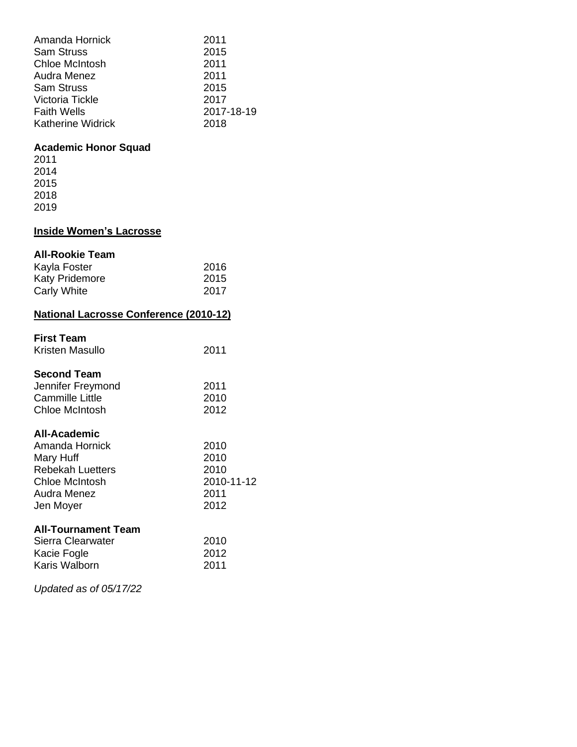| | |
|---|---|
| Amanda Hornick | 2011 |
| Sam Struss | 2015 |
| Chloe McIntosh | 2011 |
| Audra Menez | 2011 |
| Sam Struss | 2015 |
| Victoria Tickle | 2017 |
| Faith Wells | 2017-18-19 |
| Katherine Widrick | 2018 |

**Academic Honor Squad**

2011
2014
2015
2018
2019

## Inside Women's Lacrosse

**All-Rookie Team**

| | |
|---|---|
| Kayla Foster | 2016 |
| Katy Pridemore | 2015 |
| Carly White | 2017 |

## National Lacrosse Conference (2010-12)

**First Team**

| | |
|---|---|
| Kristen Masullo | 2011 |

**Second Team**

| | |
|---|---|
| Jennifer Freymond | 2011 |
| Cammille Little | 2010 |
| Chloe McIntosh | 2012 |

**All-Academic**

| | |
|---|---|
| Amanda Hornick | 2010 |
| Mary Huff | 2010 |
| Rebekah Luetters | 2010 |
| Chloe McIntosh | 2010-11-12 |
| Audra Menez | 2011 |
| Jen Moyer | 2012 |

**All-Tournament Team**

| | |
|---|---|
| Sierra Clearwater | 2010 |
| Kacie Fogle | 2012 |
| Karis Walborn | 2011 |

*Updated as of 05/17/22*